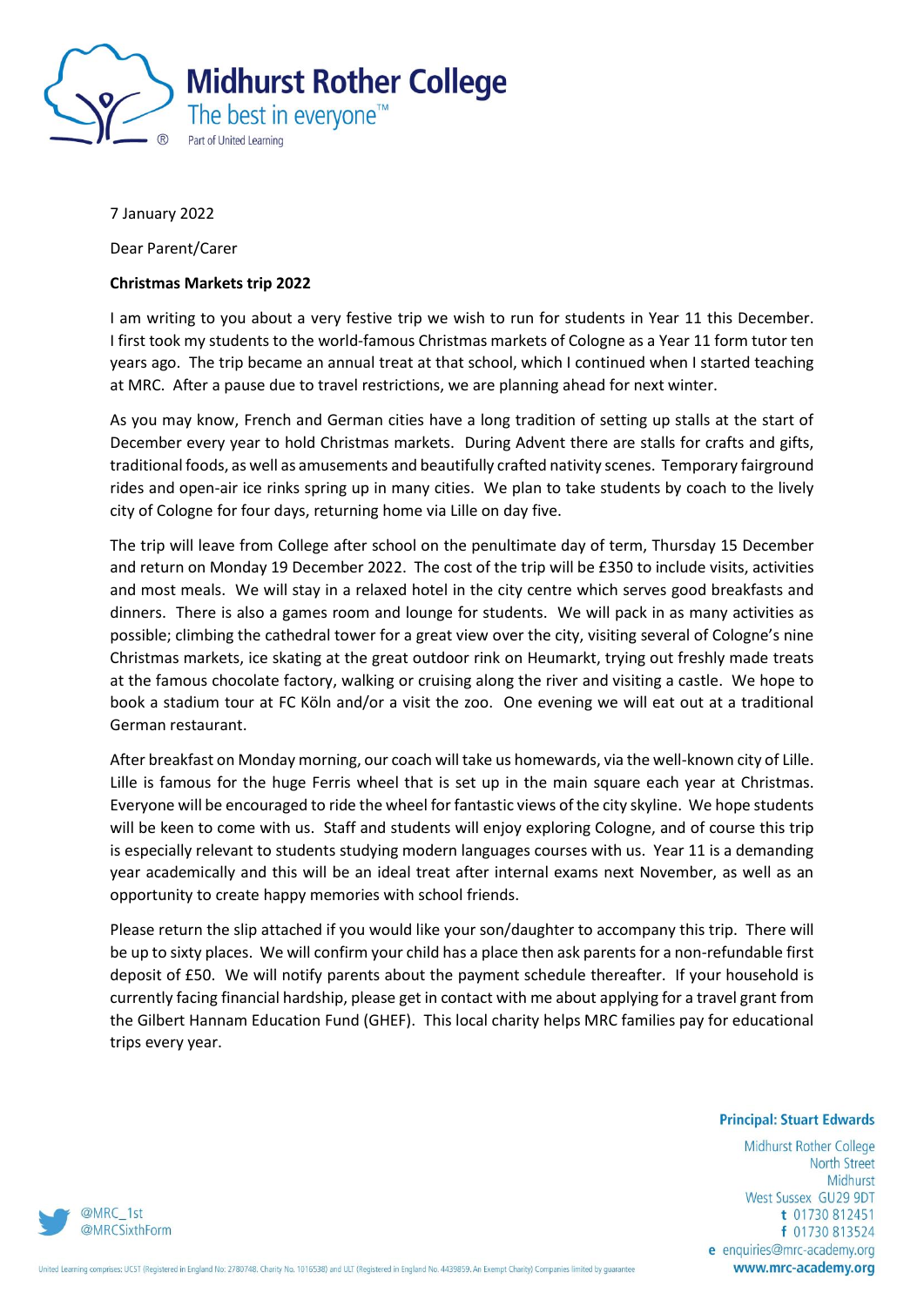**Midhurst Rother College**
The best in everyone™
Part of United Learning

7 January 2022

Dear Parent/Carer

**Christmas Markets trip 2022**

I am writing to you about a very festive trip we wish to run for students in Year 11 this December. I first took my students to the world-famous Christmas markets of Cologne as a Year 11 form tutor ten years ago. The trip became an annual treat at that school, which I continued when I started teaching at MRC. After a pause due to travel restrictions, we are planning ahead for next winter.

As you may know, French and German cities have a long tradition of setting up stalls at the start of December every year to hold Christmas markets. During Advent there are stalls for crafts and gifts, traditional foods, as well as amusements and beautifully crafted nativity scenes. Temporary fairground rides and open-air ice rinks spring up in many cities. We plan to take students by coach to the lively city of Cologne for four days, returning home via Lille on day five.

The trip will leave from College after school on the penultimate day of term, Thursday 15 December and return on Monday 19 December 2022. The cost of the trip will be £350 to include visits, activities and most meals. We will stay in a relaxed hotel in the city centre which serves good breakfasts and dinners. There is also a games room and lounge for students. We will pack in as many activities as possible; climbing the cathedral tower for a great view over the city, visiting several of Cologne's nine Christmas markets, ice skating at the great outdoor rink on Heumarkt, trying out freshly made treats at the famous chocolate factory, walking or cruising along the river and visiting a castle. We hope to book a stadium tour at FC Köln and/or a visit the zoo. One evening we will eat out at a traditional German restaurant.

After breakfast on Monday morning, our coach will take us homewards, via the well-known city of Lille. Lille is famous for the huge Ferris wheel that is set up in the main square each year at Christmas. Everyone will be encouraged to ride the wheel for fantastic views of the city skyline. We hope students will be keen to come with us. Staff and students will enjoy exploring Cologne, and of course this trip is especially relevant to students studying modern languages courses with us. Year 11 is a demanding year academically and this will be an ideal treat after internal exams next November, as well as an opportunity to create happy memories with school friends.

Please return the slip attached if you would like your son/daughter to accompany this trip. There will be up to sixty places. We will confirm your child has a place then ask parents for a non-refundable first deposit of £50. We will notify parents about the payment schedule thereafter. If your household is currently facing financial hardship, please get in contact with me about applying for a travel grant from the Gilbert Hannam Education Fund (GHEF). This local charity helps MRC families pay for educational trips every year.

**Principal: Stuart Edwards**

Midhurst Rother College
North Street
Midhurst
West Sussex GU29 9DT
**t** 01730 812451
**f** 01730 813524
**e** enquiries@mrc-academy.org
**www.mrc-academy.org**

@MRC_1st
@MRCSixthForm

United Learning comprises: UCST (Registered in England No: 2780748. Charity No. 1016538) and ULT (Registered in England No. 4439859. An Exempt Charity) Companies limited by guarantee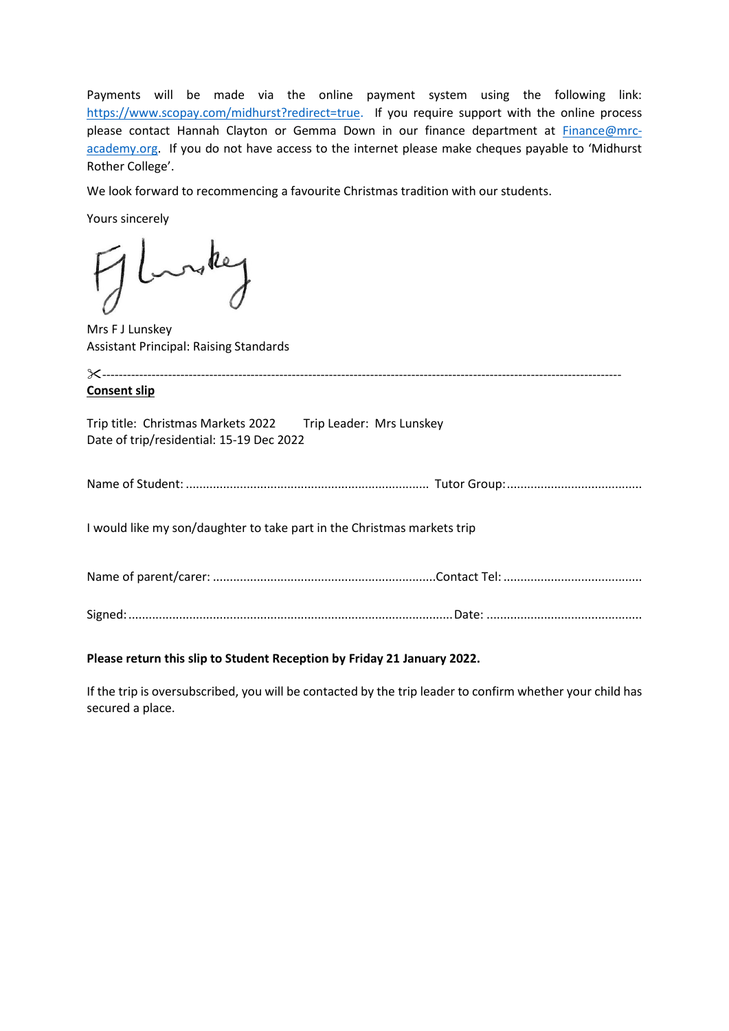Payments will be made via the online payment system using the following link: https://www.scopay.com/midhurst?redirect=true. If you require support with the online process please contact Hannah Clayton or Gemma Down in our finance department at Finance@mrc-academy.org. If you do not have access to the internet please make cheques payable to 'Midhurst Rother College'.

We look forward to recommencing a favourite Christmas tradition with our students.

Yours sincerely

Mrs F J Lunskey
Assistant Principal: Raising Standards

✂-----------------------------------------------------------------------------------------------------------------------

**Consent slip**

Trip title: Christmas Markets 2022 Trip Leader: Mrs Lunskey
Date of trip/residential: 15-19 Dec 2022

Name of Student: ....................................................................... Tutor Group: ........................................

I would like my son/daughter to take part in the Christmas markets trip

Name of parent/carer: ................................................................. Contact Tel: .........................................

Signed: ............................................................................................. Date: .............................................

**Please return this slip to Student Reception by Friday 21 January 2022.**

If the trip is oversubscribed, you will be contacted by the trip leader to confirm whether your child has secured a place.